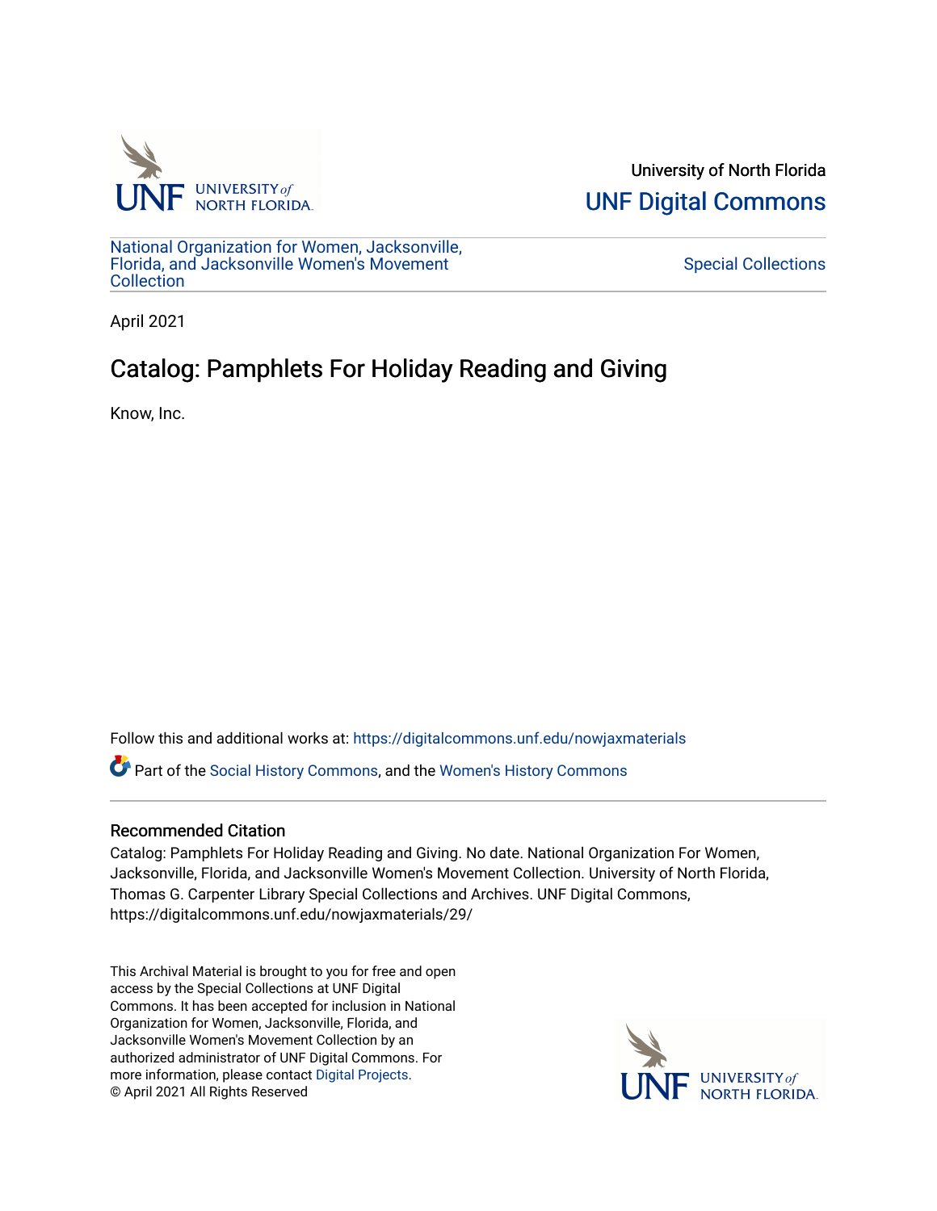University of North Florida

UNF Digital Commons

National Organization for Women, Jacksonville, Florida, and Jacksonville Women's Movement Collection

Special Collections

April 2021

# Catalog: Pamphlets For Holiday Reading and Giving

Know, Inc.

Follow this and additional works at: https://digitalcommons.unf.edu/nowjaxmaterials

Part of the Social History Commons, and the Women's History Commons

## Recommended Citation

Catalog: Pamphlets For Holiday Reading and Giving. No date. National Organization For Women, Jacksonville, Florida, and Jacksonville Women's Movement Collection. University of North Florida, Thomas G. Carpenter Library Special Collections and Archives. UNF Digital Commons, https://digitalcommons.unf.edu/nowjaxmaterials/29/

This Archival Material is brought to you for free and open access by the Special Collections at UNF Digital Commons. It has been accepted for inclusion in National Organization for Women, Jacksonville, Florida, and Jacksonville Women's Movement Collection by an authorized administrator of UNF Digital Commons. For more information, please contact Digital Projects.
© April 2021 All Rights Reserved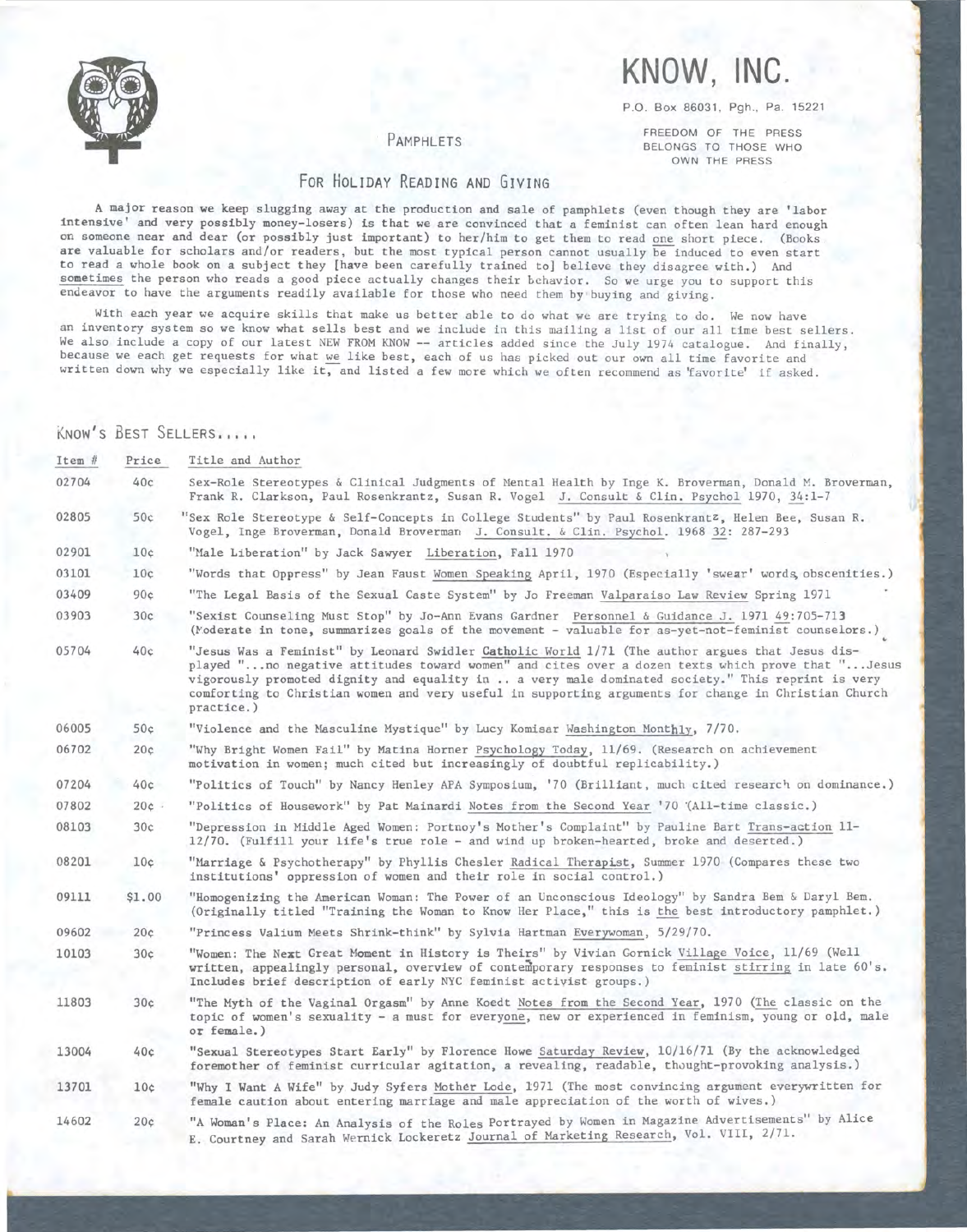# KNOW, INC.

P.O. Box 86031, Pgh., Pa. 15221

FREEDOM OF THE PRESS BELONGS TO THOSE WHO OWN THE PRESS

## PAMPHLETS

## FOR HOLIDAY READING AND GIVING

A major reason we keep slugging away at the production and sale of pamphlets (even though they are 'labor intensive' and very possibly money-losers) is that we are convinced that a feminist can often lean hard enough on someone near and dear (or possibly just important) to her/him to get them to read one short piece. (Books are valuable for scholars and/or readers, but the most typical person cannot usually be induced to even start to read a whole book on a subject they [have been carefully trained to] believe they disagree with.) And sometimes the person who reads a good piece actually changes their behavior. So we urge you to support this endeavor to have the arguments readily available for those who need them by buying and giving.

With each year we acquire skills that make us better able to do what we are trying to do. We now have an inventory system so we know what sells best and we include in this mailing a list of our all time best sellers. We also include a copy of our latest NEW FROM KNOW -- articles added since the July 1974 catalogue. And finally, because we each get requests for what we like best, each of us has picked out our own all time favorite and written down why we especially like it, and listed a few more which we often recommend as 'favorite' if asked.

### KNOW'S BEST SELLERS.....

| Item # | Price | Title and Author |
|---|---|---|
| 02704 | 40¢ | Sex-Role Stereotypes & Clinical Judgments of Mental Health by Inge K. Broverman, Donald M. Broverman, Frank R. Clarkson, Paul Rosenkrantz, Susan R. Vogel J. Consult & Clin. Psychol 1970, 34:1-7 |
| 02805 | 50¢ | "Sex Role Stereotype & Self-Concepts in College Students" by Paul Rosenkrantz, Helen Bee, Susan R. Vogel, Inge Broverman, Donald Broverman J. Consult. & Clin. Psychol. 1968 32: 287-293 |
| 02901 | 10¢ | "Male Liberation" by Jack Sawyer Liberation, Fall 1970 |
| 03101 | 10¢ | "Words that Oppress" by Jean Faust Women Speaking April, 1970 (Especially 'swear' words, obscenities.) |
| 03409 | 90¢ | "The Legal Basis of the Sexual Caste System" by Jo Freeman Valparaiso Law Review Spring 1971 |
| 03903 | 30¢ | "Sexist Counseling Must Stop" by Jo-Ann Evans Gardner Personnel & Guidance J. 1971 49:705-713 (Moderate in tone, summarizes goals of the movement - valuable for as-yet-not-feminist counselors.) |
| 05704 | 40¢ | "Jesus Was a Feminist" by Leonard Swidler Catholic World 1/71 (The author argues that Jesus displayed "...no negative attitudes toward women" and cites over a dozen texts which prove that "...Jesus vigorously promoted dignity and equality in .. a very male dominated society." This reprint is very comforting to Christian women and very useful in supporting arguments for change in Christian Church practice.) |
| 06005 | 50¢ | "Violence and the Masculine Mystique" by Lucy Komisar Washington Monthly, 7/70. |
| 06702 | 20¢ | "Why Bright Women Fail" by Matina Horner Psychology Today, 11/69. (Research on achievement motivation in women; much cited but increasingly of doubtful replicability.) |
| 07204 | 40¢ | "Politics of Touch" by Nancy Henley APA Symposium, '70 (Brilliant, much cited research on dominance.) |
| 07802 | 20¢ | "Politics of Housework" by Pat Mainardi Notes from the Second Year '70 (All-time classic.) |
| 08103 | 30¢ | "Depression in Middle Aged Women: Portnoy's Mother's Complaint" by Pauline Bart Trans-action 11-12/70. (Fulfill your life's true role - and wind up broken-hearted, broke and deserted.) |
| 08201 | 10¢ | "Marriage & Psychotherapy" by Phyllis Chesler Radical Therapist, Summer 1970 (Compares these two institutions' oppression of women and their role in social control.) |
| 09111 | $1.00 | "Homogenizing the American Woman: The Power of an Unconscious Ideology" by Sandra Bem & Daryl Bem. (Originally titled "Training the Woman to Know Her Place," this is the best introductory pamphlet.) |
| 09602 | 20¢ | "Princess Valium Meets Shrink-think" by Sylvia Hartman Everywoman, 5/29/70. |
| 10103 | 30¢ | "Women: The Next Great Moment in History is Theirs" by Vivian Gornick Village Voice, 11/69 (Well written, appealingly personal, overview of contemporary responses to feminist stirring in late 60's. Includes brief description of early NYC feminist activist groups.) |
| 11803 | 30¢ | "The Myth of the Vaginal Orgasm" by Anne Koedt Notes from the Second Year, 1970 (The classic on the topic of women's sexuality - a must for everyone, new or experienced in feminism, young or old, male or female.) |
| 13004 | 40¢ | "Sexual Stereotypes Start Early" by Florence Howe Saturday Review, 10/16/71 (By the acknowledged foremother of feminist curricular agitation, a revealing, readable, thought-provoking analysis.) |
| 13701 | 10¢ | "Why I Want A Wife" by Judy Syfers Mother Lode, 1971 (The most convincing argument everywritten for female caution about entering marriage and male appreciation of the worth of wives.) |
| 14602 | 20¢ | "A Woman's Place: An Analysis of the Roles Portrayed by Women in Magazine Advertisements" by Alice E. Courtney and Sarah Wernick Lockeretz Journal of Marketing Research, Vol. VIII, 2/71. |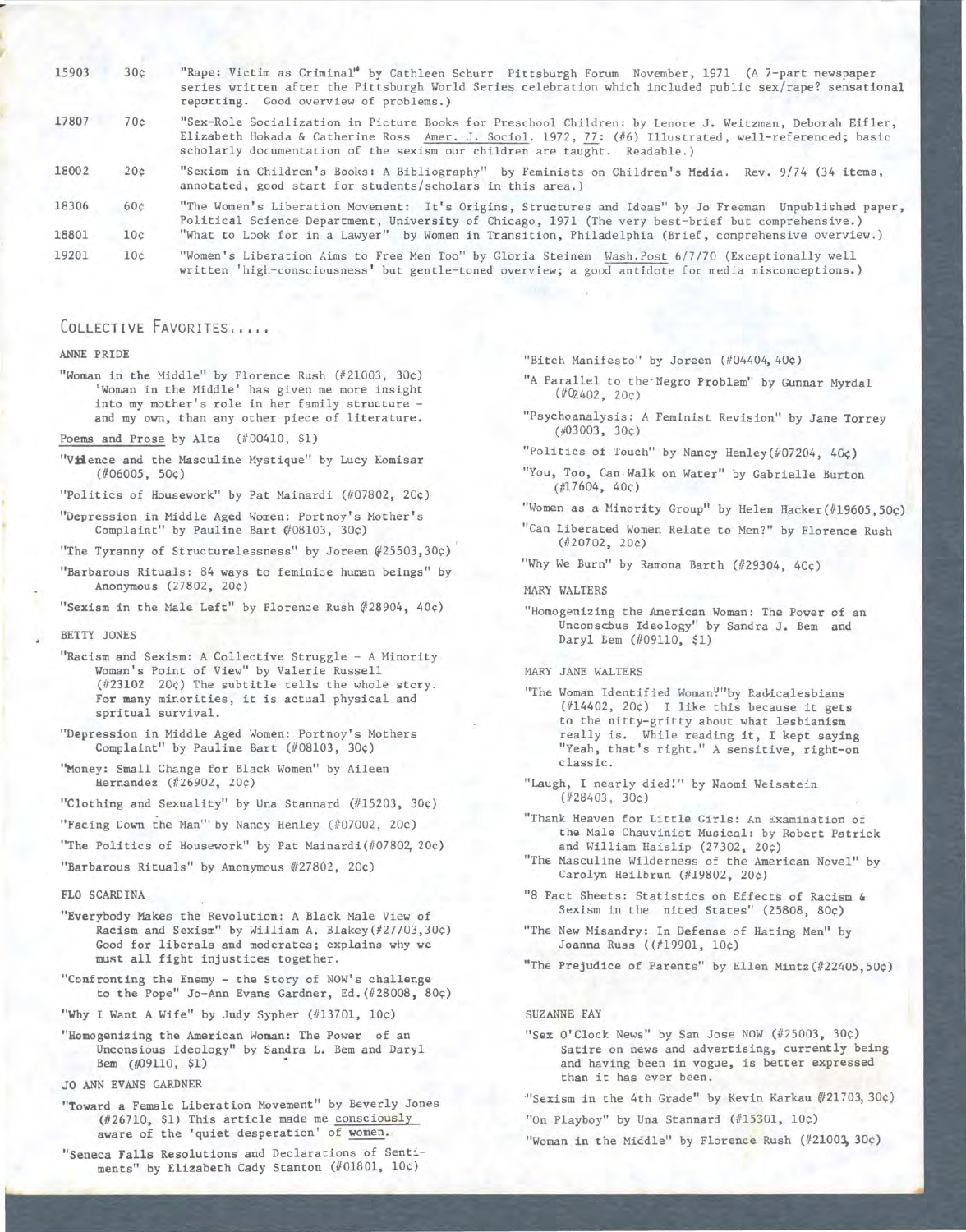| | | |
|---|---|---|
| 15903 | 30¢ | "Rape: Victim as Criminal" by Cathleen Schurr Pittsburgh Forum November, 1971 (A 7-part newspaper series written after the Pittsburgh World Series celebration which included public sex/rape? sensational reporting. Good overview of problems.) |
| 17807 | 70¢ | "Sex-Role Socialization in Picture Books for Preschool Children: by Lenore J. Weitzman, Deborah Eifler, Elizabeth Hokada & Catherine Ross Amer. J. Sociol. 1972, 77: (#6) Illustrated, well-referenced; basic scholarly documentation of the sexism our children are taught. Readable.) |
| 18002 | 20¢ | "Sexism in Children's Books: A Bibliography" by Feminists on Children's Media. Rev. 9/74 (34 items, annotated, good start for students/scholars in this area.) |
| 18306 | 60¢ | "The Women's Liberation Movement: It's Origins, Structures and Ideas" by Jo Freeman Unpublished paper, Political Science Department, University of Chicago, 1971 (The very best-brief but comprehensive.) |
| 18801 | 10¢ | "What to Look for in a Lawyer" by Women in Transition, Philadelphia (Brief, comprehensive overview.) |
| 19201 | 10¢ | "Women's Liberation Aims to Free Men Too" by Gloria Steinem Wash.Post 6/7/70 (Exceptionally well written 'high-consciousness' but gentle-toned overview; a good antidote for media misconceptions.) |

## COLLECTIVE FAVORITES.....

ANNE PRIDE

"Woman in the Middle" by Florence Rush (#21003, 30¢) 'Woman in the Middle' has given me more insight into my mother's role in her family structure - and my own, than any other piece of literature.

Poems and Prose by Alta (#00410, $1)

"Violence and the Masculine Mystique" by Lucy Komisar (#06005, 50¢)

"Politics of Housework" by Pat Mainardi (#07802, 20¢)

"Depression in Middle Aged Women: Portnoy's Mother's Complaint" by Pauline Bart (#08103, 30¢)

"The Tyranny of Structurelessness" by Joreen (#25503,30¢)

"Barbarous Rituals: 84 ways to feminize human beings" by Anonymous (27802, 20¢)

"Sexism in the Male Left" by Florence Rush (#28904, 40¢)

BETTY JONES

"Racism and Sexism: A Collective Struggle - A Minority Woman's Point of View" by Valerie Russell (#23102 20¢) The subtitle tells the whole story. For many minorities, it is actual physical and spritual survival.

"Depression in Middle Aged Women: Portnoy's Mothers Complaint" by Pauline Bart (#08103, 30¢)

"Money: Small Change for Black Women" by Aileen Hernandez (#26902, 20¢)

"Clothing and Sexuality" by Una Stannard (#15203, 30¢)

"Facing Down the Man" by Nancy Henley (#07002, 20¢)

"The Politics of Housework" by Pat Mainardi(#07802, 20¢)

"Barbarous Rituals" by Anonymous (#27802, 20¢)

FLO SCARDINA

"Everybody Makes the Revolution: A Black Male View of Racism and Sexism" by William A. Blakey(#27703,30¢) Good for liberals and moderates; explains why we must all fight injustices together.

"Confronting the Enemy - the Story of NOW's challenge to the Pope" Jo-Ann Evans Gardner, Ed.(#28008, 80¢)

"Why I Want A Wife" by Judy Sypher (#13701, 10¢)

"Homogenizing the American Woman: The Power of an Unconsious Ideology" by Sandra L. Bem and Daryl Bem (#09110, $1)

JO ANN EVANS GARDNER

"Toward a Female Liberation Movement" by Beverly Jones (#26710, $1) This article made me consciously aware of the 'quiet desperation' of women.

"Seneca Falls Resolutions and Declarations of Sentiments" by Elizabeth Cady Stanton (#01801, 10¢)

"Bitch Manifesto" by Joreen (#04404, 40¢)

"A Parallel to the Negro Problem" by Gunnar Myrdal (#02402, 20¢)

"Psychoanalysis: A Feminist Revision" by Jane Torrey (#03003, 30¢)

"Politics of Touch" by Nancy Henley(#07204, 40¢)

"You, Too, Can Walk on Water" by Gabrielle Burton (#17604, 40¢)

"Women as a Minority Group" by Helen Hacker(#19605,50¢)

"Can Liberated Women Relate to Men?" by Florence Rush (#20702, 20¢)

"Why We Burn" by Ramona Barth (#29304, 40¢)

MARY WALTERS

"Homogenizing the American Woman: The Power of an Unconscious Ideology" by Sandra J. Bem and Daryl Bem (#09110, $1)

MARY JANE WALTERS

"The Woman Identified Woman" by Radicalesbians (#14402, 20¢) I like this because it gets to the nitty-gritty about what lesbianism really is. While reading it, I kept saying "Yeah, that's right." A sensitive, right-on classic.

"Laugh, I nearly died!" by Naomi Weisstein (#28403, 30¢)

"Thank Heaven for Little Girls: An Examination of the Male Chauvinist Musical: by Robert Patrick and William Haislip (27302, 20¢)

"The Masculine Wilderness of the American Novel" by Carolyn Heilbrun (#19802, 20¢)

"8 Fact Sheets: Statistics on Effects of Racism & Sexism in the nited States" (25808, 80¢)

"The New Misandry: In Defense of Hating Men" by Joanna Russ ((#19901, 10¢)

"The Prejudice of Parents" by Ellen Mintz(#22405,50¢)

SUZANNE FAY

"Sex O'Clock News" by San Jose NOW (#25003, 30¢) Satire on news and advertising, currently being and having been in vogue, is better expressed than it has ever been.

"Sexism in the 4th Grade" by Kevin Karkau (#21703, 30¢)

"On Playboy" by Una Stannard (#15301, 10¢)

"Woman in the Middle" by Florence Rush (#21003, 30¢)